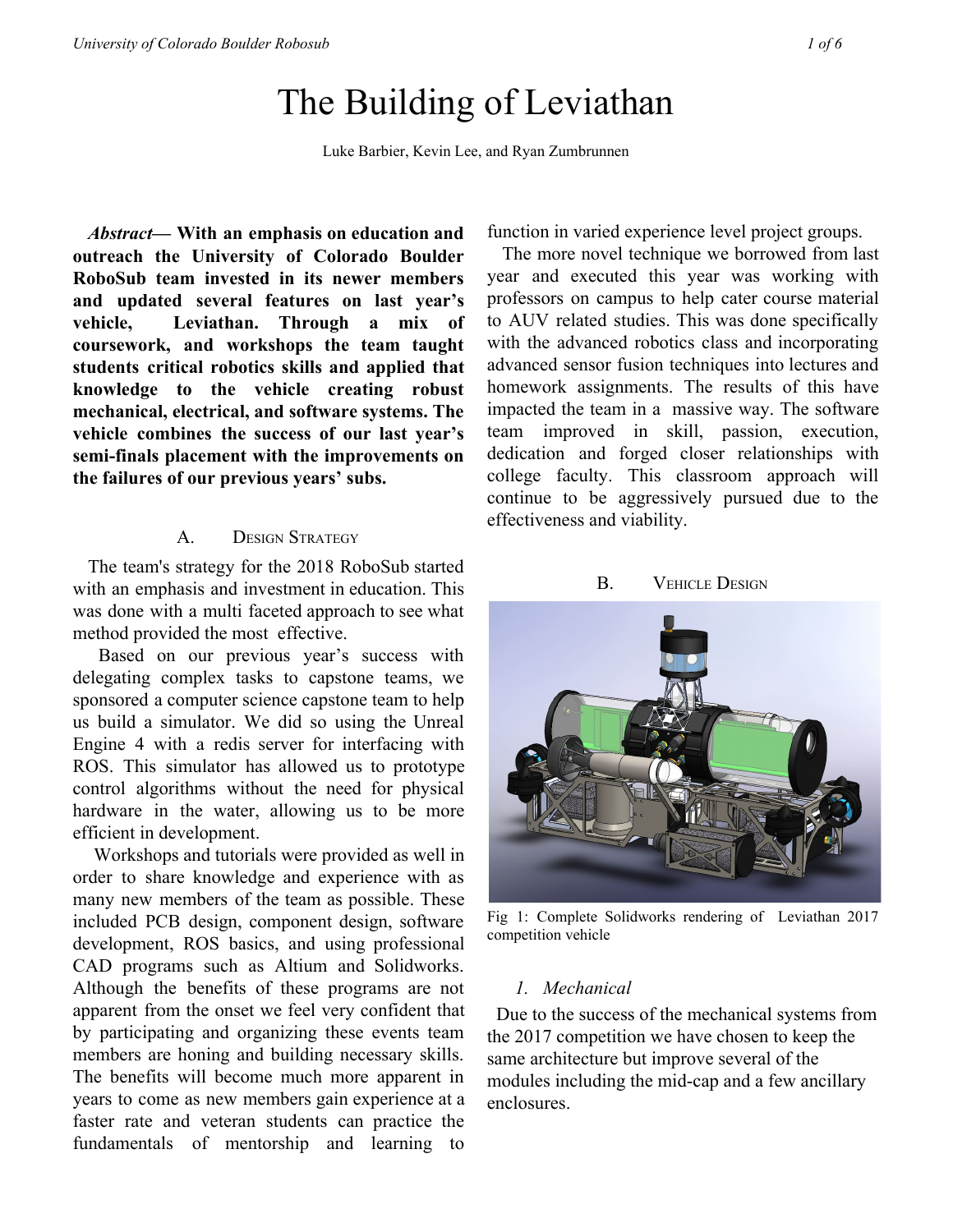# The Building of Leviathan

Luke Barbier, Kevin Lee, and Ryan Zumbrunnen

***Abstract*— With an emphasis on education and outreach the University of Colorado Boulder RoboSub team invested in its newer members and updated several features on last year's vehicle, Leviathan. Through a mix of coursework, and workshops the team taught students critical robotics skills and applied that knowledge to the vehicle creating robust mechanical, electrical, and software systems. The vehicle combines the success of our last year's semi-finals placement with the improvements on the failures of our previous years' subs.**

## A. Design Strategy

The team's strategy for the 2018 RoboSub started with an emphasis and investment in education. This was done with a multi faceted approach to see what method provided the most effective.

Based on our previous year's success with delegating complex tasks to capstone teams, we sponsored a computer science capstone team to help us build a simulator. We did so using the Unreal Engine 4 with a redis server for interfacing with ROS. This simulator has allowed us to prototype control algorithms without the need for physical hardware in the water, allowing us to be more efficient in development.

Workshops and tutorials were provided as well in order to share knowledge and experience with as many new members of the team as possible. These included PCB design, component design, software development, ROS basics, and using professional CAD programs such as Altium and Solidworks. Although the benefits of these programs are not apparent from the onset we feel very confident that by participating and organizing these events team members are honing and building necessary skills. The benefits will become much more apparent in years to come as new members gain experience at a faster rate and veteran students can practice the fundamentals of mentorship and learning to function in varied experience level project groups.

The more novel technique we borrowed from last year and executed this year was working with professors on campus to help cater course material to AUV related studies. This was done specifically with the advanced robotics class and incorporating advanced sensor fusion techniques into lectures and homework assignments. The results of this have impacted the team in a massive way. The software team improved in skill, passion, execution, dedication and forged closer relationships with college faculty. This classroom approach will continue to be aggressively pursued due to the effectiveness and viability.

## B. Vehicle Design

Fig 1: Complete Solidworks rendering of Leviathan 2017 competition vehicle

### *1. Mechanical*

Due to the success of the mechanical systems from the 2017 competition we have chosen to keep the same architecture but improve several of the modules including the mid-cap and a few ancillary enclosures.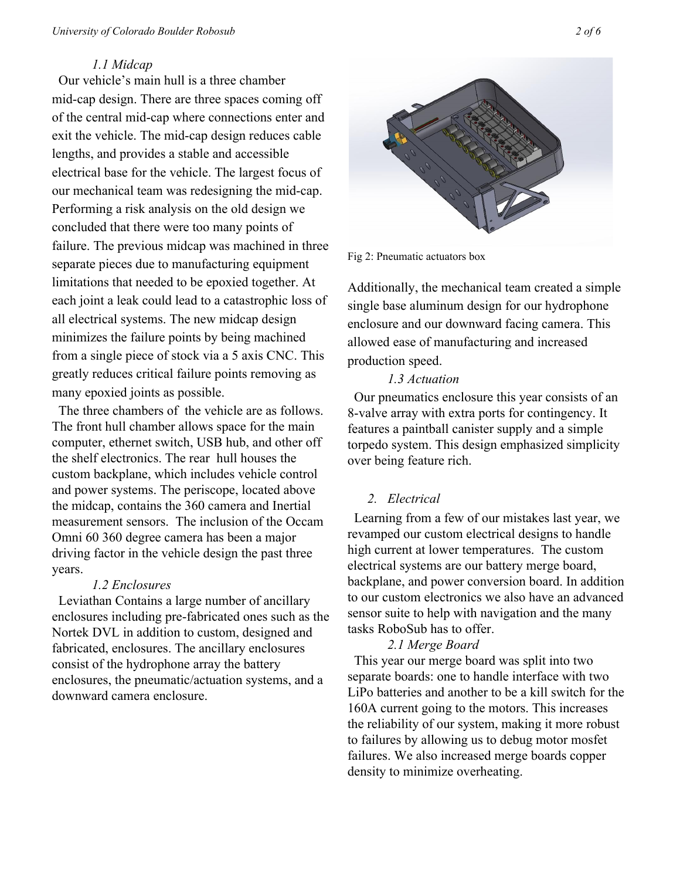### *1.1 Midcap*

Our vehicle's main hull is a three chamber mid-cap design. There are three spaces coming off of the central mid-cap where connections enter and exit the vehicle. The mid-cap design reduces cable lengths, and provides a stable and accessible electrical base for the vehicle. The largest focus of our mechanical team was redesigning the mid-cap. Performing a risk analysis on the old design we concluded that there were too many points of failure. The previous midcap was machined in three separate pieces due to manufacturing equipment limitations that needed to be epoxied together. At each joint a leak could lead to a catastrophic loss of all electrical systems. The new midcap design minimizes the failure points by being machined from a single piece of stock via a 5 axis CNC. This greatly reduces critical failure points removing as many epoxied joints as possible.

The three chambers of the vehicle are as follows. The front hull chamber allows space for the main computer, ethernet switch, USB hub, and other off the shelf electronics. The rear hull houses the custom backplane, which includes vehicle control and power systems. The periscope, located above the midcap, contains the 360 camera and Inertial measurement sensors. The inclusion of the Occam Omni 60 360 degree camera has been a major driving factor in the vehicle design the past three years.

### *1.2 Enclosures*

Leviathan Contains a large number of ancillary enclosures including pre-fabricated ones such as the Nortek DVL in addition to custom, designed and fabricated, enclosures. The ancillary enclosures consist of the hydrophone array the battery enclosures, the pneumatic/actuation systems, and a downward camera enclosure.

Fig 2: Pneumatic actuators box

Additionally, the mechanical team created a simple single base aluminum design for our hydrophone enclosure and our downward facing camera. This allowed ease of manufacturing and increased production speed.

### *1.3 Actuation*

Our pneumatics enclosure this year consists of an 8-valve array with extra ports for contingency. It features a paintball canister supply and a simple torpedo system. This design emphasized simplicity over being feature rich.

## *2. Electrical*

Learning from a few of our mistakes last year, we revamped our custom electrical designs to handle high current at lower temperatures. The custom electrical systems are our battery merge board, backplane, and power conversion board. In addition to our custom electronics we also have an advanced sensor suite to help with navigation and the many tasks RoboSub has to offer.

### *2.1 Merge Board*

This year our merge board was split into two separate boards: one to handle interface with two LiPo batteries and another to be a kill switch for the 160A current going to the motors. This increases the reliability of our system, making it more robust to failures by allowing us to debug motor mosfet failures. We also increased merge boards copper density to minimize overheating.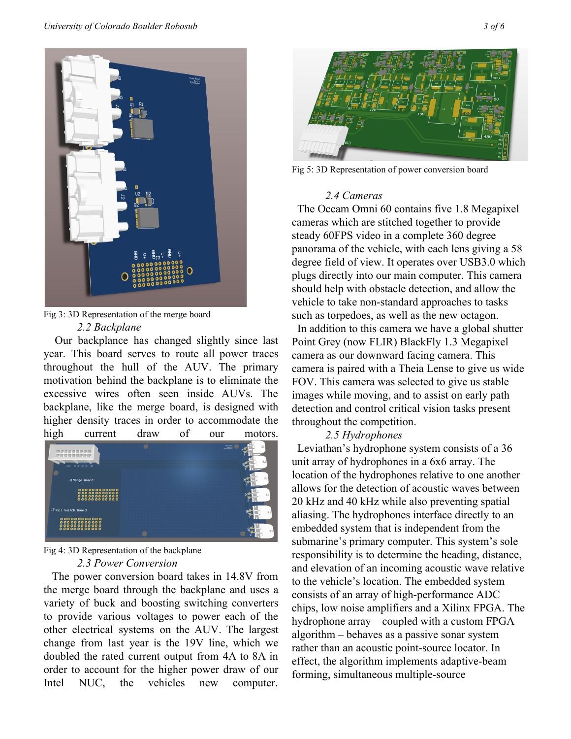Fig 3: 3D Representation of the merge board

### 2.2 Backplane

Our backplane has changed slightly since last year. This board serves to route all power traces throughout the hull of the AUV. The primary motivation behind the backplane is to eliminate the excessive wires often seen inside AUVs. The backplane, like the merge board, is designed with higher density traces in order to accommodate the high current draw of our motors.

Fig 4: 3D Representation of the backplane

### 2.3 Power Conversion

The power conversion board takes in 14.8V from the merge board through the backplane and uses a variety of buck and boosting switching converters to provide various voltages to power each of the other electrical systems on the AUV. The largest change from last year is the 19V line, which we doubled the rated current output from 4A to 8A in order to account for the higher power draw of our Intel NUC, the vehicles new computer.

Fig 5: 3D Representation of power conversion board

### 2.4 Cameras

The Occam Omni 60 contains five 1.8 Megapixel cameras which are stitched together to provide steady 60FPS video in a complete 360 degree panorama of the vehicle, with each lens giving a 58 degree field of view. It operates over USB3.0 which plugs directly into our main computer. This camera should help with obstacle detection, and allow the vehicle to take non-standard approaches to tasks such as torpedoes, as well as the new octagon.

In addition to this camera we have a global shutter Point Grey (now FLIR) BlackFly 1.3 Megapixel camera as our downward facing camera. This camera is paired with a Theia Lense to give us wide FOV. This camera was selected to give us stable images while moving, and to assist on early path detection and control critical vision tasks present throughout the competition.

### 2.5 Hydrophones

Leviathan's hydrophone system consists of a 36 unit array of hydrophones in a 6x6 array. The location of the hydrophones relative to one another allows for the detection of acoustic waves between 20 kHz and 40 kHz while also preventing spatial aliasing. The hydrophones interface directly to an embedded system that is independent from the submarine's primary computer. This system's sole responsibility is to determine the heading, distance, and elevation of an incoming acoustic wave relative to the vehicle's location. The embedded system consists of an array of high-performance ADC chips, low noise amplifiers and a Xilinx FPGA. The hydrophone array – coupled with a custom FPGA algorithm – behaves as a passive sonar system rather than an acoustic point-source locator. In effect, the algorithm implements adaptive-beam forming, simultaneous multiple-source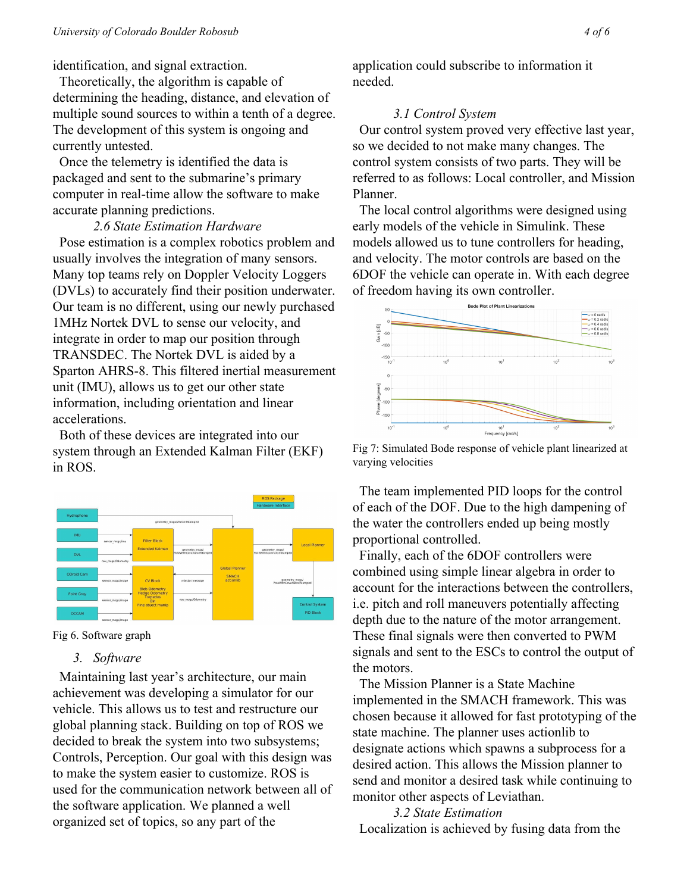identification, and signal extraction.

Theoretically, the algorithm is capable of determining the heading, distance, and elevation of multiple sound sources to within a tenth of a degree. The development of this system is ongoing and currently untested.

Once the telemetry is identified the data is packaged and sent to the submarine's primary computer in real-time allow the software to make accurate planning predictions.

### 2.6 State Estimation Hardware

Pose estimation is a complex robotics problem and usually involves the integration of many sensors. Many top teams rely on Doppler Velocity Loggers (DVLs) to accurately find their position underwater. Our team is no different, using our newly purchased 1MHz Nortek DVL to sense our velocity, and integrate in order to map our position through TRANSDEC. The Nortek DVL is aided by a Sparton AHRS-8. This filtered inertial measurement unit (IMU), allows us to get our other state information, including orientation and linear accelerations.

Both of these devices are integrated into our system through an Extended Kalman Filter (EKF) in ROS.

Fig 6. Software graph

## 3. Software

Maintaining last year's architecture, our main achievement was developing a simulator for our vehicle. This allows us to test and restructure our global planning stack. Building on top of ROS we decided to break the system into two subsystems; Controls, Perception. Our goal with this design was to make the system easier to customize. ROS is used for the communication network between all of the software application. We planned a well organized set of topics, so any part of the application could subscribe to information it needed.

### 3.1 Control System

Our control system proved very effective last year, so we decided to not make many changes. The control system consists of two parts. They will be referred to as follows: Local controller, and Mission Planner.

The local control algorithms were designed using early models of the vehicle in Simulink. These models allowed us to tune controllers for heading, and velocity. The motor controls are based on the 6DOF the vehicle can operate in. With each degree of freedom having its own controller.

Fig 7: Simulated Bode response of vehicle plant linearized at varying velocities

The team implemented PID loops for the control of each of the DOF. Due to the high dampening of the water the controllers ended up being mostly proportional controlled.

Finally, each of the 6DOF controllers were combined using simple linear algebra in order to account for the interactions between the controllers, i.e. pitch and roll maneuvers potentially affecting depth due to the nature of the motor arrangement. These final signals were then converted to PWM signals and sent to the ESCs to control the output of the motors.

The Mission Planner is a State Machine implemented in the SMACH framework. This was chosen because it allowed for fast prototyping of the state machine. The planner uses actionlib to designate actions which spawns a subprocess for a desired action. This allows the Mission planner to send and monitor a desired task while continuing to monitor other aspects of Leviathan.

### 3.2 State Estimation

Localization is achieved by fusing data from the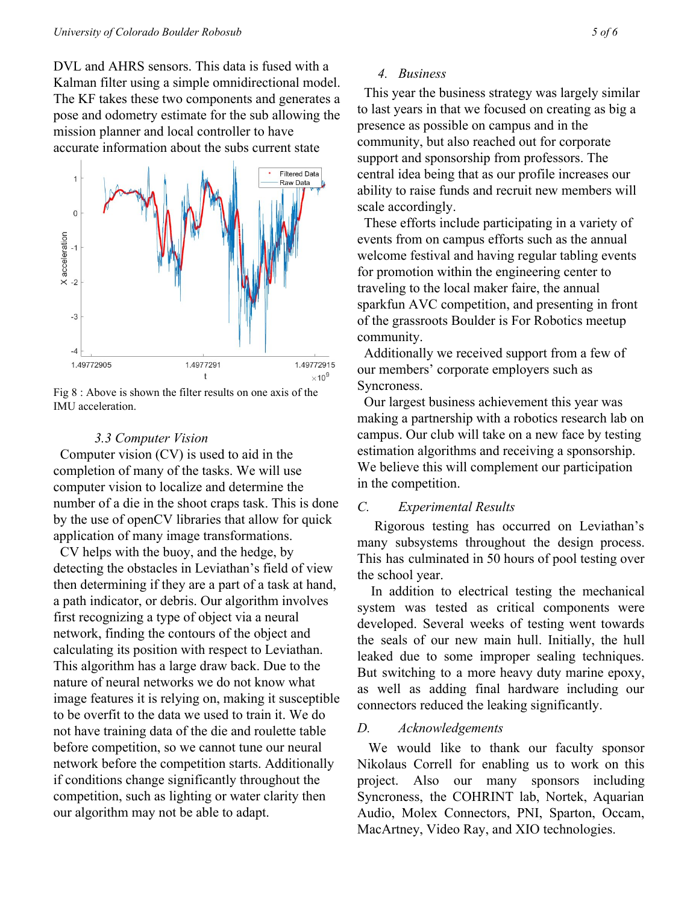DVL and AHRS sensors. This data is fused with a Kalman filter using a simple omnidirectional model. The KF takes these two components and generates a pose and odometry estimate for the sub allowing the mission planner and local controller to have accurate information about the subs current state

Fig 8 : Above is shown the filter results on one axis of the IMU acceleration.

### 3.3 Computer Vision

Computer vision (CV) is used to aid in the completion of many of the tasks. We will use computer vision to localize and determine the number of a die in the shoot craps task. This is done by the use of openCV libraries that allow for quick application of many image transformations.

CV helps with the buoy, and the hedge, by detecting the obstacles in Leviathan's field of view then determining if they are a part of a task at hand, a path indicator, or debris. Our algorithm involves first recognizing a type of object via a neural network, finding the contours of the object and calculating its position with respect to Leviathan. This algorithm has a large draw back. Due to the nature of neural networks we do not know what image features it is relying on, making it susceptible to be overfit to the data we used to train it. We do not have training data of the die and roulette table before competition, so we cannot tune our neural network before the competition starts. Additionally if conditions change significantly throughout the competition, such as lighting or water clarity then our algorithm may not be able to adapt.

### 4. Business

This year the business strategy was largely similar to last years in that we focused on creating as big a presence as possible on campus and in the community, but also reached out for corporate support and sponsorship from professors. The central idea being that as our profile increases our ability to raise funds and recruit new members will scale accordingly.

These efforts include participating in a variety of events from on campus efforts such as the annual welcome festival and having regular tabling events for promotion within the engineering center to traveling to the local maker faire, the annual sparkfun AVC competition, and presenting in front of the grassroots Boulder is For Robotics meetup community.

Additionally we received support from a few of our members' corporate employers such as Syncroness.

Our largest business achievement this year was making a partnership with a robotics research lab on campus. Our club will take on a new face by testing estimation algorithms and receiving a sponsorship. We believe this will complement our participation in the competition.

## C. Experimental Results

Rigorous testing has occurred on Leviathan's many subsystems throughout the design process. This has culminated in 50 hours of pool testing over the school year.

In addition to electrical testing the mechanical system was tested as critical components were developed. Several weeks of testing went towards the seals of our new main hull. Initially, the hull leaked due to some improper sealing techniques. But switching to a more heavy duty marine epoxy, as well as adding final hardware including our connectors reduced the leaking significantly.

## D. Acknowledgements

We would like to thank our faculty sponsor Nikolaus Correll for enabling us to work on this project. Also our many sponsors including Syncroness, the COHRINT lab, Nortek, Aquarian Audio, Molex Connectors, PNI, Sparton, Occam, MacArtney, Video Ray, and XIO technologies.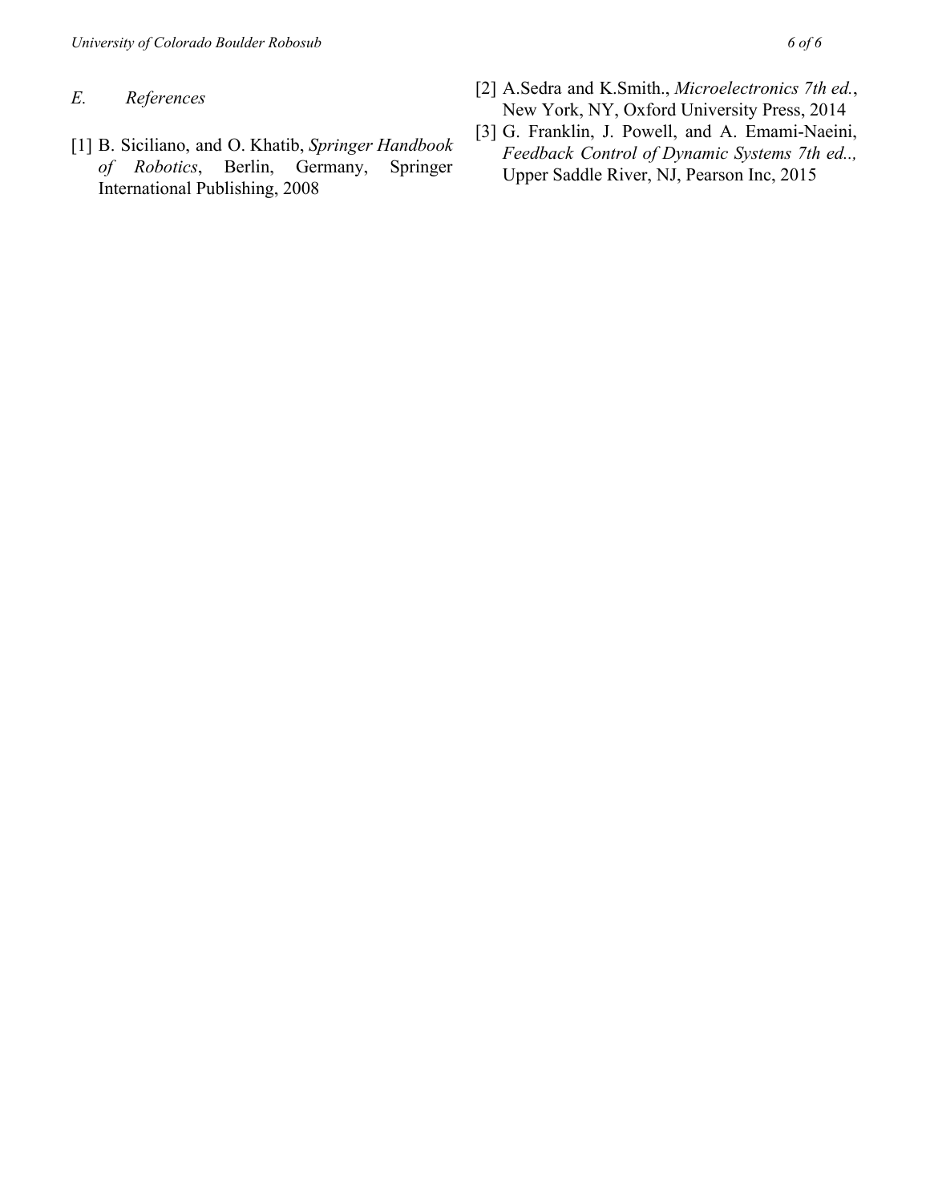## *E. References*

[1] B. Siciliano, and O. Khatib, *Springer Handbook of Robotics*, Berlin, Germany, Springer International Publishing, 2008

[2] A.Sedra and K.Smith., *Microelectronics 7th ed.*, New York, NY, Oxford University Press, 2014

[3] G. Franklin, J. Powell, and A. Emami-Naeini, *Feedback Control of Dynamic Systems 7th ed..,* Upper Saddle River, NJ, Pearson Inc, 2015